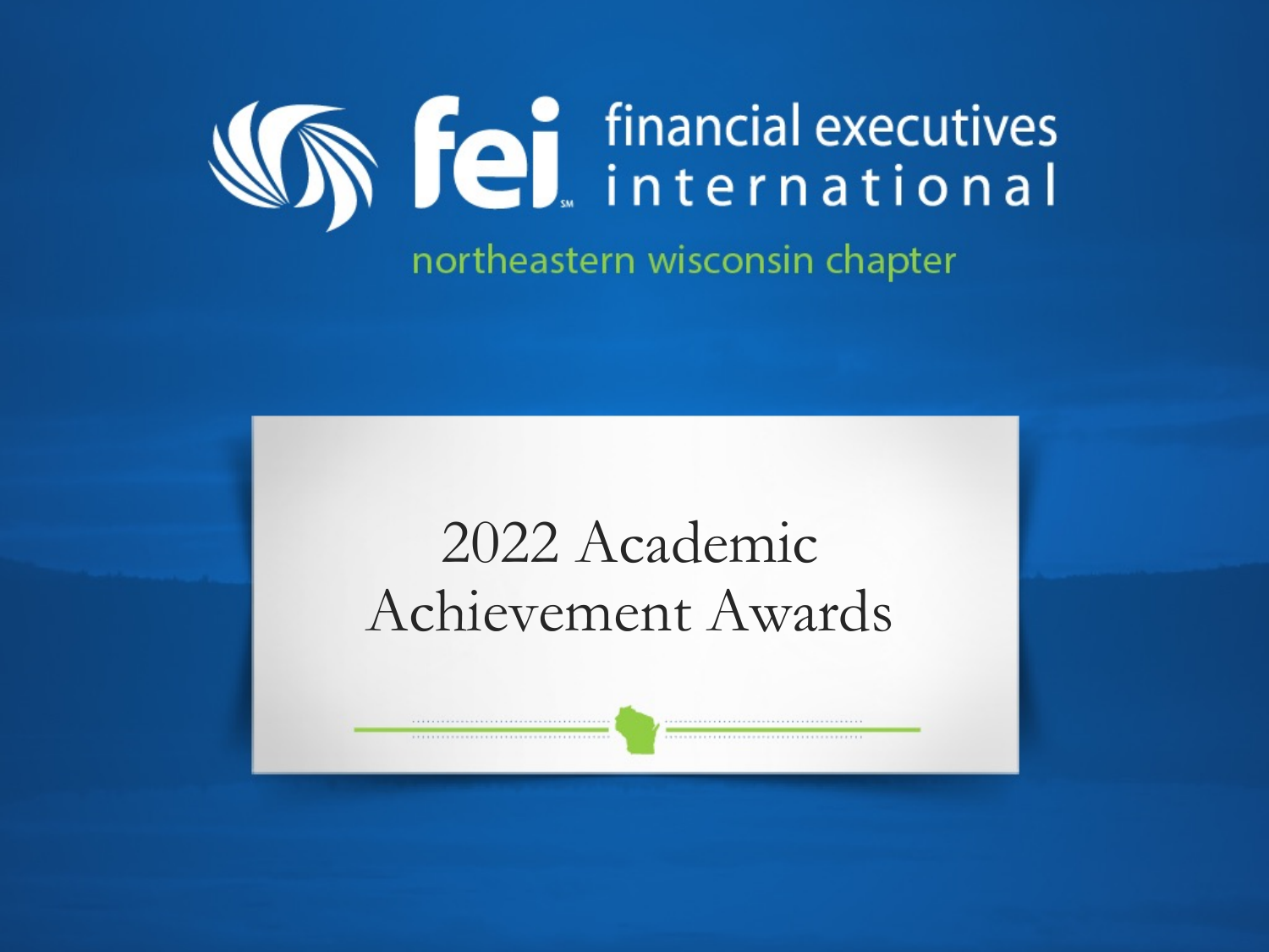fei financial executives international

northeastern wisconsin chapter

# 2022 Academic Achievement Awards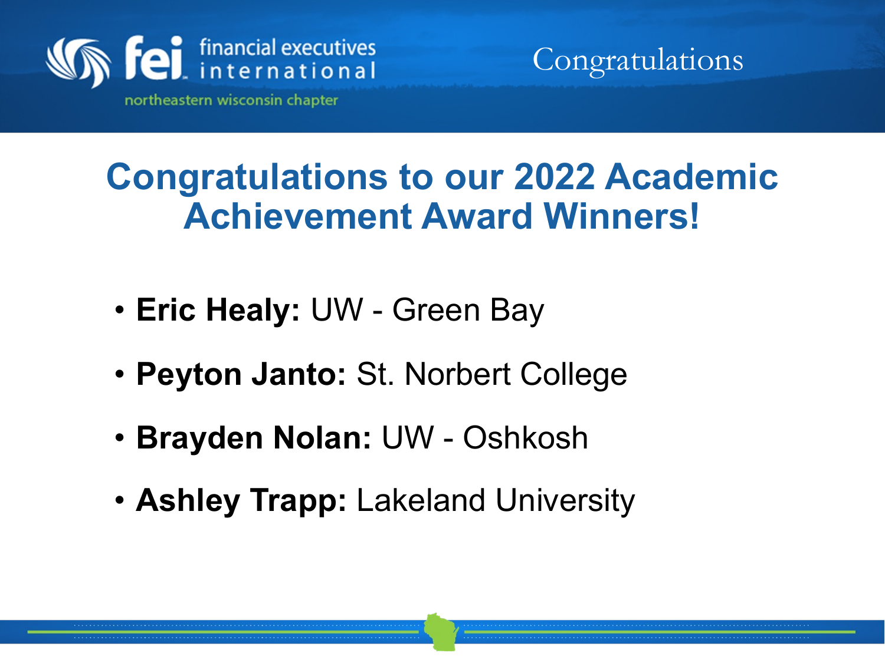# Congratulations to our 2022 Academic Achievement Award Winners!

- **Eric Healy:** UW - Green Bay
- **Peyton Janto:** St. Norbert College
- **Brayden Nolan:** UW - Oshkosh
- **Ashley Trapp:** Lakeland University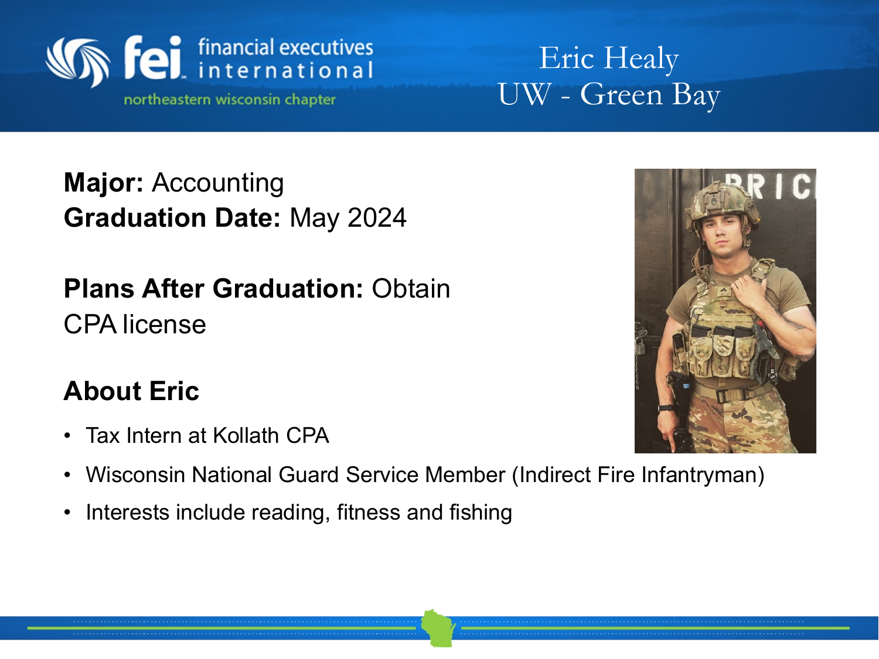# Eric Healy
## UW - Green Bay

**Major:** Accounting
**Graduation Date:** May 2024

**Plans After Graduation:** Obtain CPA license

### About Eric

- Tax Intern at Kollath CPA
- Wisconsin National Guard Service Member (Indirect Fire Infantryman)
- Interests include reading, fitness and fishing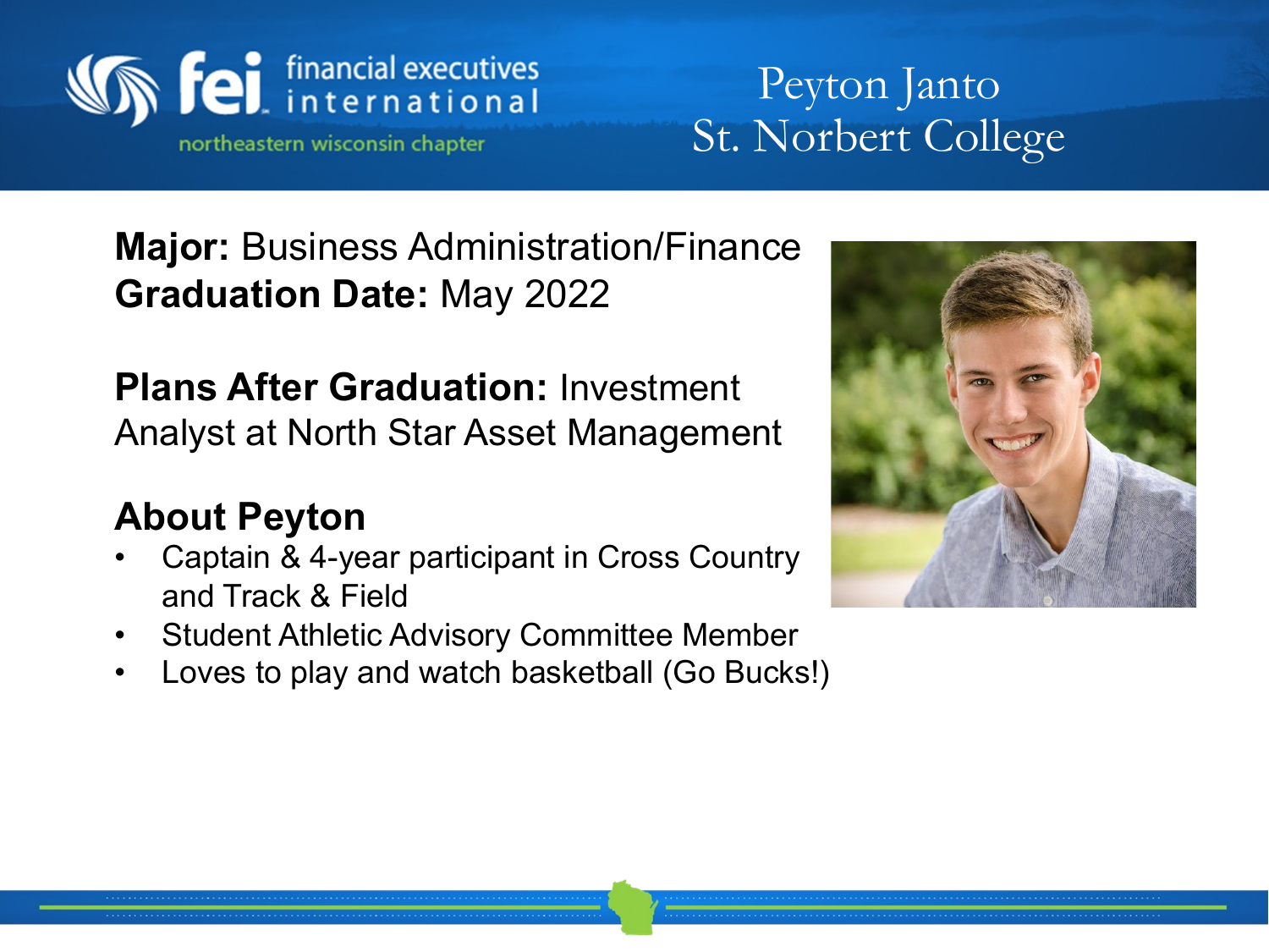# Peyton Janto
## St. Norbert College

**Major:** Business Administration/Finance
**Graduation Date:** May 2022

**Plans After Graduation:** Investment Analyst at North Star Asset Management

### About Peyton

- Captain & 4-year participant in Cross Country and Track & Field
- Student Athletic Advisory Committee Member
- Loves to play and watch basketball (Go Bucks!)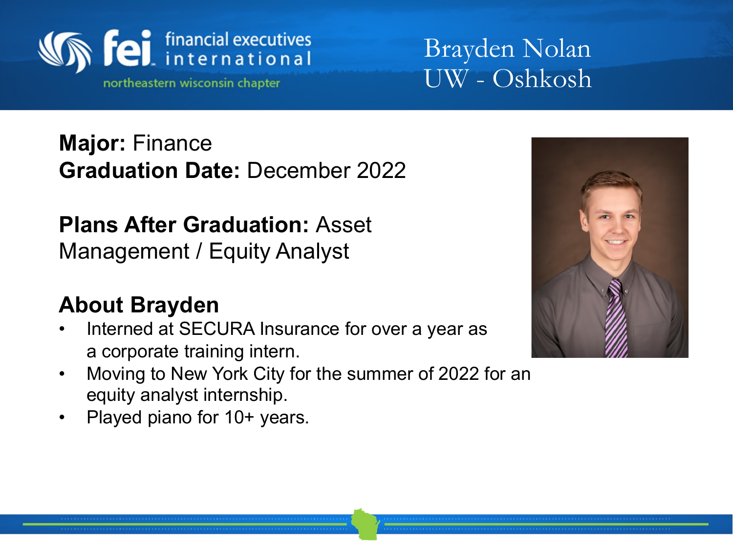financial executives international

northeastern wisconsin chapter

# Brayden Nolan
# UW - Oshkosh

**Major:** Finance
**Graduation Date:** December 2022

**Plans After Graduation:** Asset Management / Equity Analyst

## About Brayden

- Interned at SECURA Insurance for over a year as a corporate training intern.
- Moving to New York City for the summer of 2022 for an equity analyst internship.
- Played piano for 10+ years.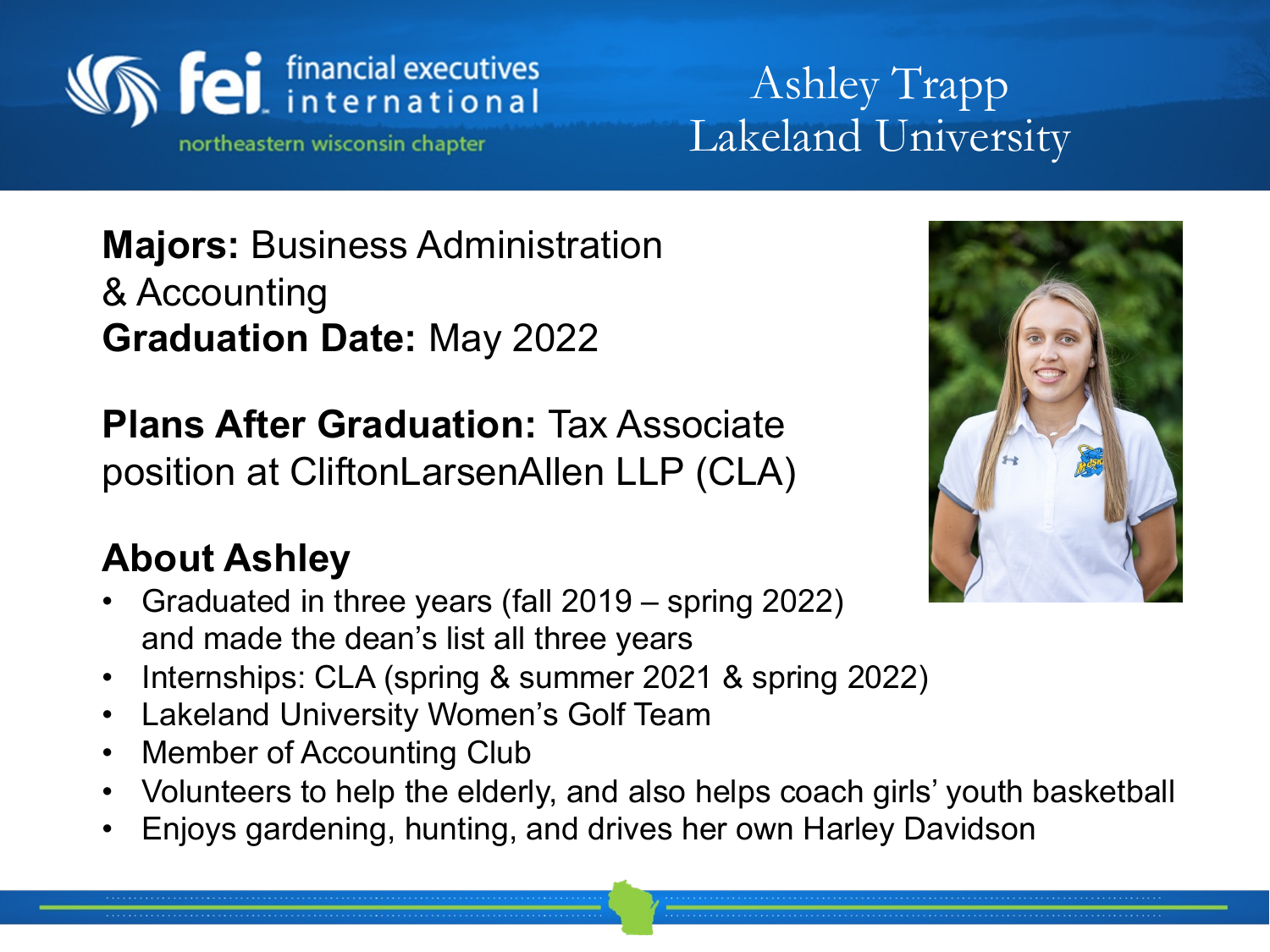# Ashley Trapp
## Lakeland University

**Majors:** Business Administration & Accounting
**Graduation Date:** May 2022

**Plans After Graduation:** Tax Associate position at CliftonLarsenAllen LLP (CLA)

## About Ashley

- Graduated in three years (fall 2019 – spring 2022) and made the dean's list all three years
- Internships: CLA (spring & summer 2021 & spring 2022)
- Lakeland University Women's Golf Team
- Member of Accounting Club
- Volunteers to help the elderly, and also helps coach girls' youth basketball
- Enjoys gardening, hunting, and drives her own Harley Davidson